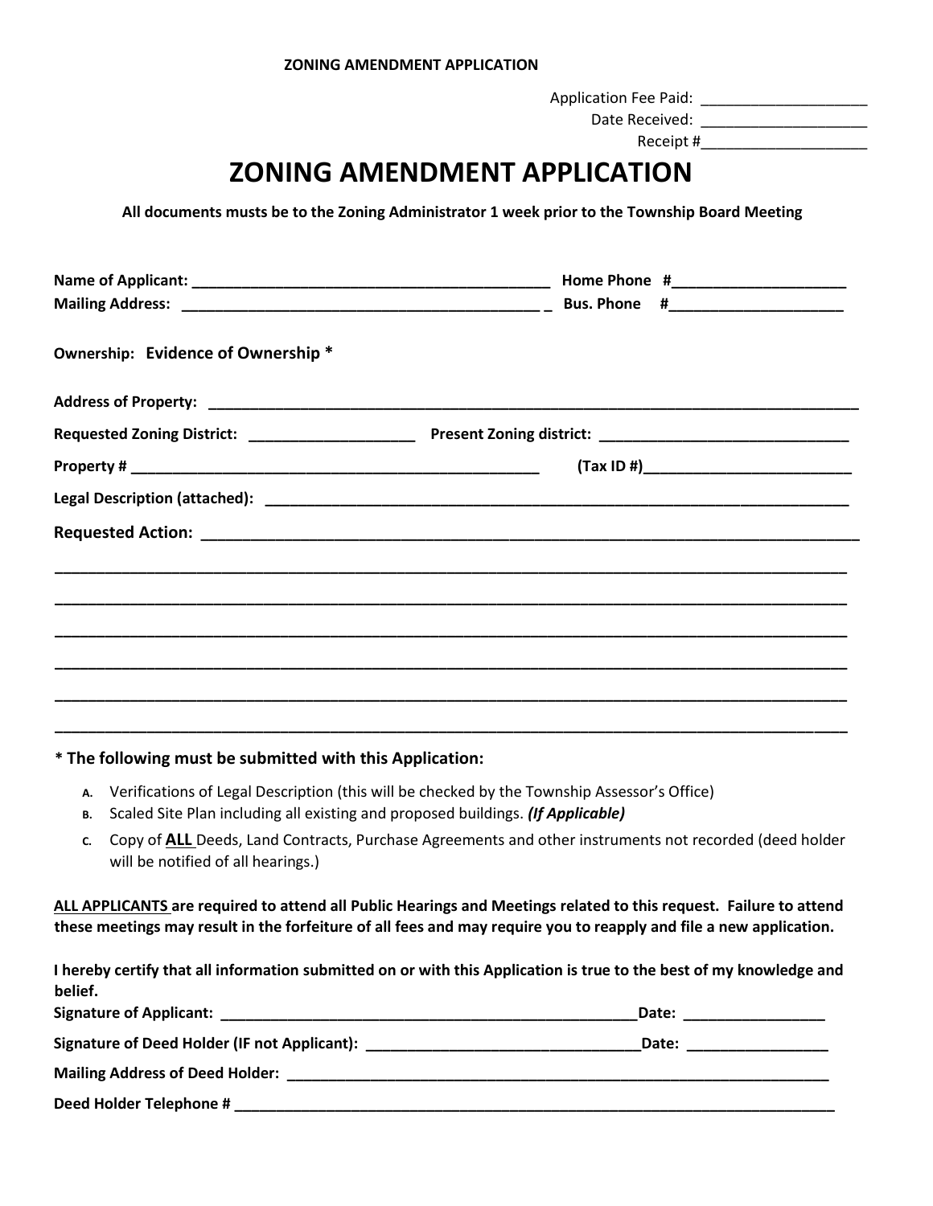**ZONING AMENDMENT APPLICATION**

Application Fee Paid: ____________________
Date Received: ____________________
Receipt #____________________

# ZONING AMENDMENT APPLICATION

**All documents musts be to the Zoning Administrator 1 week prior to the Township Board Meeting**

**Name of Applicant:** ____________________________________________ **Home Phone #**_____________________
**Mailing Address:** ____________________________________________ _ **Bus. Phone #**_____________________

**Ownership:** **Evidence of Ownership \***

**Address of Property:** ________________________________________________________________________________

**Requested Zoning District:** ____________________ **Present Zoning district:** ______________________________

**Property #** __________________________________________________ **(Tax ID #)**__________________________

**Legal Description (attached):** __________________________________________________________________________

**Requested Action:** ___________________________________________________________________________________

______________________________________________________________________________________________

______________________________________________________________________________________________

______________________________________________________________________________________________

______________________________________________________________________________________________

______________________________________________________________________________________________

______________________________________________________________________________________________

**\* The following must be submitted with this Application:**

A. Verifications of Legal Description (this will be checked by the Township Assessor's Office)
B. Scaled Site Plan including all existing and proposed buildings. ***(If Applicable)***
C. Copy of **ALL** Deeds, Land Contracts, Purchase Agreements and other instruments not recorded (deed holder will be notified of all hearings.)

**ALL APPLICANTS are required to attend all Public Hearings and Meetings related to this request. Failure to attend these meetings may result in the forfeiture of all fees and may require you to reapply and file a new application.**

**I hereby certify that all information submitted on or with this Application is true to the best of my knowledge and belief.**

**Signature of Applicant:** ____________________________________________________**Date:** _________________

**Signature of Deed Holder (IF not Applicant):** _________________________________**Date:** _________________

**Mailing Address of Deed Holder:** _______________________________________________________________________

**Deed Holder Telephone #** _____________________________________________________________________________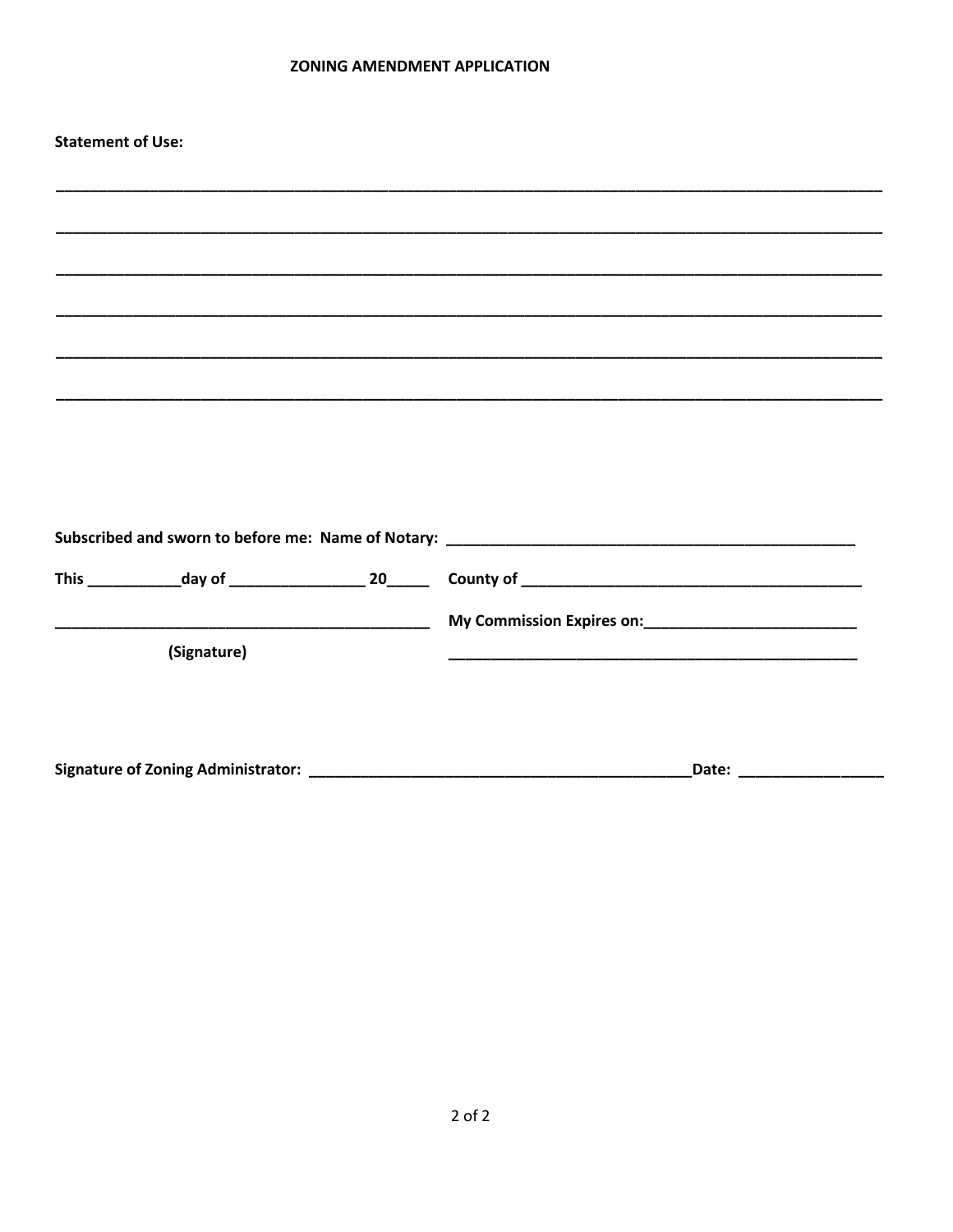**ZONING AMENDMENT APPLICATION**

**Statement of Use:**

______________________________________________________________________________________

______________________________________________________________________________________

______________________________________________________________________________________

______________________________________________________________________________________

______________________________________________________________________________________

______________________________________________________________________________________

**Subscribed and sworn to before me: Name of Notary:** _________________________________________________

**This** ___________**day of** ________________ **20**_____ **County of** ________________________________________

_____________________________________________ **My Commission Expires on:**_________________________

**(Signature)** _________________________________________________

**Signature of Zoning Administrator:** ______________________________________________**Date:** _________________